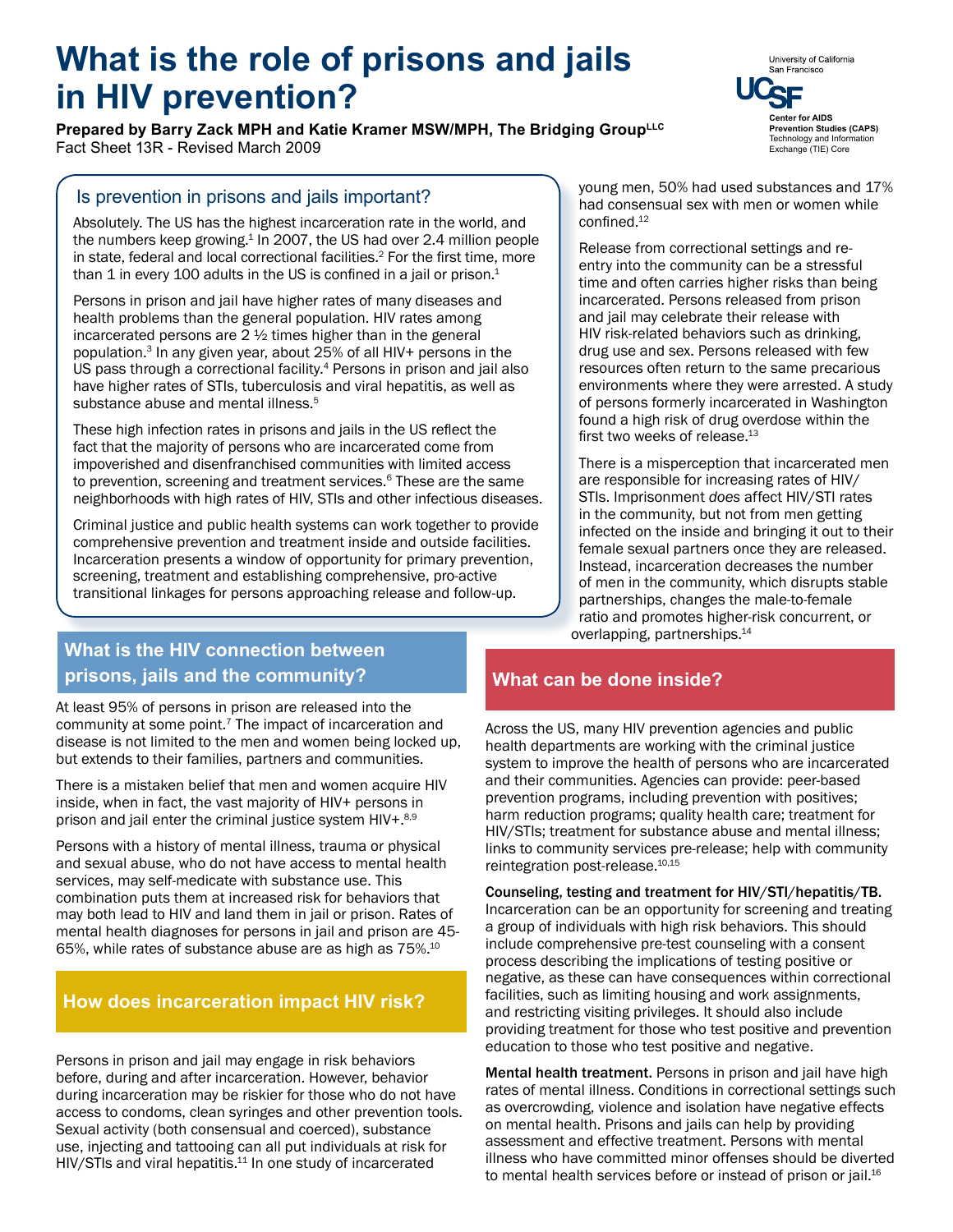# What is the role of prisons and jails in HIV prevention?

**Prepared by Barry Zack MPH and Katie Kramer MSW/MPH, The Bridging Group[LLC]**
Fact Sheet 13R - Revised March 2009

University of California San Francisco
UCSF
Center for AIDS Prevention Studies (CAPS)
Technology and Information Exchange (TIE) Core

## Is prevention in prisons and jails important?

Absolutely. The US has the highest incarceration rate in the world, and the numbers keep growing.[1] In 2007, the US had over 2.4 million people in state, federal and local correctional facilities.[2] For the first time, more than 1 in every 100 adults in the US is confined in a jail or prison.[1]

Persons in prison and jail have higher rates of many diseases and health problems than the general population. HIV rates among incarcerated persons are 2 ½ times higher than in the general population.[3] In any given year, about 25% of all HIV+ persons in the US pass through a correctional facility.[4] Persons in prison and jail also have higher rates of STIs, tuberculosis and viral hepatitis, as well as substance abuse and mental illness.[5]

These high infection rates in prisons and jails in the US reflect the fact that the majority of persons who are incarcerated come from impoverished and disenfranchised communities with limited access to prevention, screening and treatment services.[6] These are the same neighborhoods with high rates of HIV, STIs and other infectious diseases.

Criminal justice and public health systems can work together to provide comprehensive prevention and treatment inside and outside facilities. Incarceration presents a window of opportunity for primary prevention, screening, treatment and establishing comprehensive, pro-active transitional linkages for persons approaching release and follow-up.

## What is the HIV connection between prisons, jails and the community?

At least 95% of persons in prison are released into the community at some point.[7] The impact of incarceration and disease is not limited to the men and women being locked up, but extends to their families, partners and communities.

There is a mistaken belief that men and women acquire HIV inside, when in fact, the vast majority of HIV+ persons in prison and jail enter the criminal justice system HIV+.[8,9]

Persons with a history of mental illness, trauma or physical and sexual abuse, who do not have access to mental health services, may self-medicate with substance use. This combination puts them at increased risk for behaviors that may both lead to HIV and land them in jail or prison. Rates of mental health diagnoses for persons in jail and prison are 45-65%, while rates of substance abuse are as high as 75%.[10]

## How does incarceration impact HIV risk?

Persons in prison and jail may engage in risk behaviors before, during and after incarceration. However, behavior during incarceration may be riskier for those who do not have access to condoms, clean syringes and other prevention tools. Sexual activity (both consensual and coerced), substance use, injecting and tattooing can all put individuals at risk for HIV/STIs and viral hepatitis.[11] In one study of incarcerated young men, 50% had used substances and 17% had consensual sex with men or women while confined.[12]

Release from correctional settings and re-entry into the community can be a stressful time and often carries higher risks than being incarcerated. Persons released from prison and jail may celebrate their release with HIV risk-related behaviors such as drinking, drug use and sex. Persons released with few resources often return to the same precarious environments where they were arrested. A study of persons formerly incarcerated in Washington found a high risk of drug overdose within the first two weeks of release.[13]

There is a misperception that incarcerated men are responsible for increasing rates of HIV/STIs. Imprisonment *does* affect HIV/STI rates in the community, but not from men getting infected on the inside and bringing it out to their female sexual partners once they are released. Instead, incarceration decreases the number of men in the community, which disrupts stable partnerships, changes the male-to-female ratio and promotes higher-risk concurrent, or overlapping, partnerships.[14]

## What can be done inside?

Across the US, many HIV prevention agencies and public health departments are working with the criminal justice system to improve the health of persons who are incarcerated and their communities. Agencies can provide: peer-based prevention programs, including prevention with positives; harm reduction programs; quality health care; treatment for HIV/STIs; treatment for substance abuse and mental illness; links to community services pre-release; help with community reintegration post-release.[10,15]

**Counseling, testing and treatment for HIV/STI/hepatitis/TB.** Incarceration can be an opportunity for screening and treating a group of individuals with high risk behaviors. This should include comprehensive pre-test counseling with a consent process describing the implications of testing positive or negative, as these can have consequences within correctional facilities, such as limiting housing and work assignments, and restricting visiting privileges. It should also include providing treatment for those who test positive and prevention education to those who test positive and negative.

**Mental health treatment.** Persons in prison and jail have high rates of mental illness. Conditions in correctional settings such as overcrowding, violence and isolation have negative effects on mental health. Prisons and jails can help by providing assessment and effective treatment. Persons with mental illness who have committed minor offenses should be diverted to mental health services before or instead of prison or jail.[16]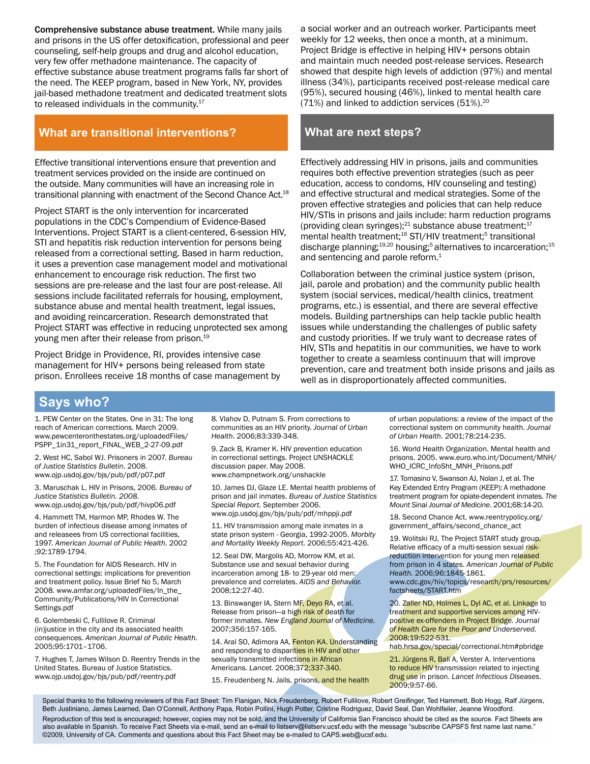**Comprehensive substance abuse treatment.** While many jails and prisons in the US offer detoxification, professional and peer counseling, self-help groups and drug and alcohol education, very few offer methadone maintenance. The capacity of effective substance abuse treatment programs falls far short of the need. The KEEP program, based in New York, NY, provides jail-based methadone treatment and dedicated treatment slots to released individuals in the community.[17]

## What are transitional interventions?

Effective transitional interventions ensure that prevention and treatment services provided on the inside are continued on the outside. Many communities will have an increasing role in transitional planning with enactment of the Second Chance Act.[18]

Project START is the only intervention for incarcerated populations in the CDC's Compendium of Evidence-Based Interventions. Project START is a client-centered, 6-session HIV, STI and hepatitis risk reduction intervention for persons being released from a correctional setting. Based in harm reduction, it uses a prevention case management model and motivational enhancement to encourage risk reduction. The first two sessions are pre-release and the last four are post-release. All sessions include facilitated referrals for housing, employment, substance abuse and mental health treatment, legal issues, and avoiding reincarceration. Research demonstrated that Project START was effective in reducing unprotected sex among young men after their release from prison.[19]

Project Bridge in Providence, RI, provides intensive case management for HIV+ persons being released from state prison. Enrollees receive 18 months of case management by a social worker and an outreach worker. Participants meet weekly for 12 weeks, then once a month, at a minimum. Project Bridge is effective in helping HIV+ persons obtain and maintain much needed post-release services. Research showed that despite high levels of addiction (97%) and mental illness (34%), participants received post-release medical care (95%), secured housing (46%), linked to mental health care (71%) and linked to addiction services (51%).[20]

## What are next steps?

Effectively addressing HIV in prisons, jails and communities requires both effective prevention strategies (such as peer education, access to condoms, HIV counseling and testing) and effective structural and medical strategies. Some of the proven effective strategies and policies that can help reduce HIV/STIs in prisons and jails include: harm reduction programs (providing clean syringes);[21] substance abuse treatment;[17] mental health treatment;[16] STI/HIV treatment;[5] transitional discharge planning;[19,20] housing;[5] alternatives to incarceration;[15] and sentencing and parole reform.[1]

Collaboration between the criminal justice system (prison, jail, parole and probation) and the community public health system (social services, medical/health clinics, treatment programs, etc.) is essential, and there are several effective models. Building partnerships can help tackle public health issues while understanding the challenges of public safety and custody priorities. If we truly want to decrease rates of HIV, STIs and hepatitis in our communities, we have to work together to create a seamless continuum that will improve prevention, care and treatment both inside prisons and jails as well as in disproportionately affected communities.

## Says who?

1. PEW Center on the States. One in 31: The long reach of American corrections. March 2009. www.pewcenteronthestates.org/uploadedFiles/PSPP_1in31_report_FINAL_WEB_2-27-09.pdf

2. West HC, Sabol WJ. Prisoners in 2007. *Bureau of Justice Statistics Bulletin*. 2008. www.ojp.usdoj.gov/bjs/pub/pdf/p07.pdf

3. Maruschak L. HIV in Prisons, 2006. *Bureau of Justice Statistics Bulletin. 2008.* www.ojp.usdoj.gov/bjs/pub/pdf/hivp06.pdf

4. Hammett TM, Harmon MP, Rhodes W. The burden of infectious disease among inmates of and releasees from US correctional facilities, 1997. *American Journal of Public Health*. 2002 ;92:1789-1794.

5. The Foundation for AIDS Research. HIV in correctional settings: implications for prevention and treatment policy. Issue Brief No 5, March 2008. www.amfar.org/uploadedFiles/In_the_Community/Publications/HIV In Correctional Settings.pdf

6. Golembeski C, Fullilove R. Criminal (in)justice in the city and its associated health consequences. *American Journal of Public Health*. 2005;95:1701–1706.

7. Hughes T, James Wilson D. Reentry Trends in the United States. Bureau of Justice Statistics. www.ojp.usdoj.gov/bjs/pub/pdf/reentry.pdf

8. Vlahov D, Putnam S. From corrections to communities as an HIV priority. *Journal of Urban Health*. 2006;83:339-348.

9. Zack B, Kramer K. HIV prevention education in correctional settings. Project UNSHACKLE discussion paper. May 2008. www.champnetwork.org/unshackle

10. James DJ, Glaze LE. Mental health problems of prison and jail inmates. *Bureau of Justice Statistics Special Report.* September 2006. www.ojp.usdoj.gov/bjs/pub/pdf/mhppji.pdf

11. HIV transmission among male inmates in a state prison system - Georgia, 1992-2005. *Morbity and Mortality Weekly Report*. 2006;55:421-426.

12. Seal DW, Margolis AD, Morrow KM, et al. Substance use and sexual behavior during incarceration among 18- to 29-year old men: prevalence and correlates. *AIDS and Behavior.* 2008;12:27-40.

13. Binswanger IA, Stern MF, Deyo RA, et al. Release from prison—a high risk of death for former inmates. *New England Journal of Medicine.* 2007;356:157-165.

14. Aral SO, Adimora AA, Fenton KA. Understanding and responding to disparities in HIV and other sexually transmitted infections in African Americans. *Lancet.* 2008;372:337-340.

15. Freudenberg N. Jails, prisons, and the health of urban populations: a review of the impact of the correctional system on community health. *Journal of Urban Health*. 2001;78:214-235.

16. World Health Organization. Mental health and prisons. 2005. www.euro.who.int/Document/MNH/WHO_ICRC_InfoSht_MNH_Prisons.pdf

17. Tomasino V, Swanson AJ, Nolan J, et al. The Key Extended Entry Program (KEEP): A methadone treatment program for opiate-dependent inmates. *The Mount Sinai Journal of Medicine*. 2001;68:14-20.

18. Second Chance Act. www.reentrypolicy.org/government_affairs/second_chance_act

19. Wolitski RJ, The Project START study group. Relative efficacy of a multi-session sexual risk-reduction intervention for young men released from prison in 4 states. *American Journal of Public Health*. 2006;96:1845-1861. www.cdc.gov/hiv/topics/research/prs/resources/factsheets/START.htm

20. Zaller ND, Holmes L, Dyl AC, et al. Linkage to treatment and supportive services among HIV-positive ex-offenders in Project Bridge. *Journal of Health Care for the Poor and Underserved*. 2008;19:522-531. hab.hrsa.gov/special/correctional.htm#pbridge

21. Jürgens R, Ball A, Verster A. Interventions to reduce HIV transmission related to injecting drug use in prison. *Lancet Infectious Diseases*. 2009;9:57-66.

Special thanks to the following reviewers of this Fact Sheet: Tim Flanigan, Nick Freudenberg, Robert Fullilove, Robert Greifinger, Ted Hammett, Bob Hogg, Ralf Jürgens, Beth Justiniano, James Learned, Dan O'Connell, Anthony Papa, Robin Pollini, Hugh Potter, Cristine Rodriguez, David Seal, Dan Wohlfeiler, Jeanne Woodford.

Reproduction of this text is encouraged; however, copies may not be sold, and the University of California San Francisco should be cited as the source. Fact Sheets are also available in Spanish. To receive Fact Sheets via e-mail, send an e-mail to listserv@listserv.ucsf.edu with the message "subscribe CAPSFS first name last name." ©2009, University of CA. Comments and questions about this Fact Sheet may be e-mailed to CAPS.web@ucsf.edu.